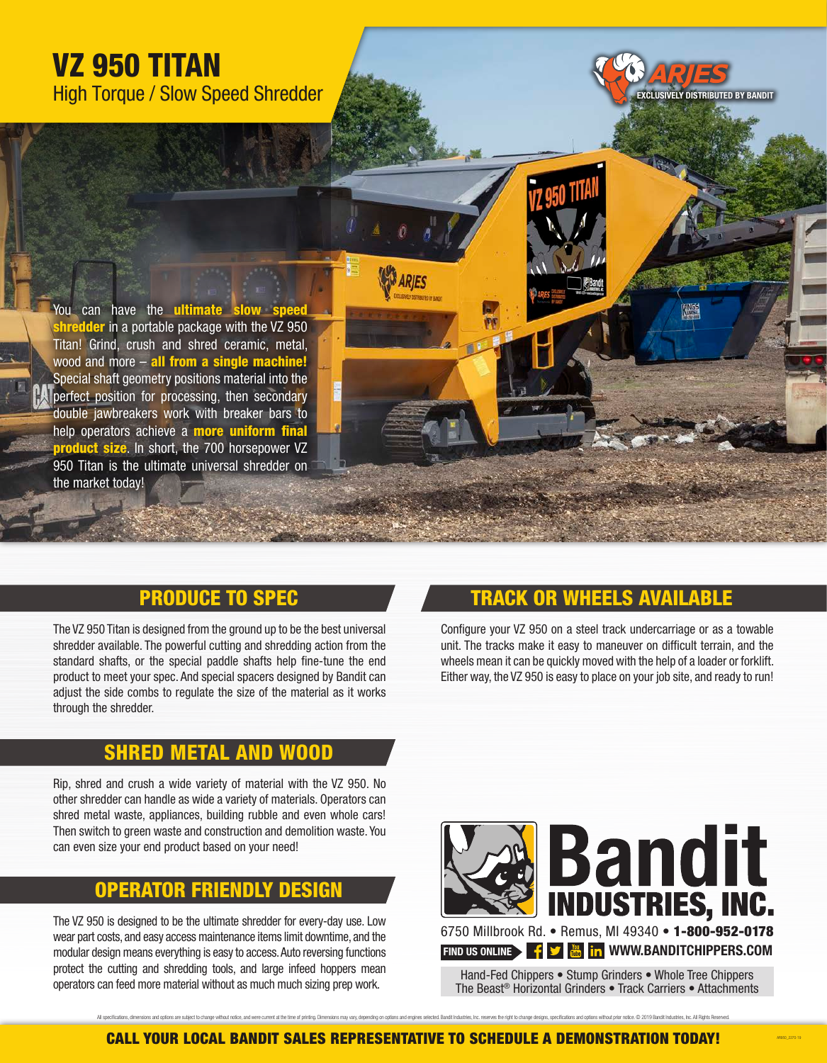# VZ 950 TITAN

High Torque / Slow Speed Shredder

ARJES EXCLUSIVELY DISTRIBUTED BY BANDIT

You can have the **ultimate slow speed shredder** in a portable package with the VZ 950 Titan! Grind, crush and shred ceramic, metal, wood and more – **all from a single machine!** Special shaft geometry positions material into the perfect position for processing, then secondary double jawbreakers work with breaker bars to help operators achieve a **more uniform final product size**. In short, the 700 horsepower VZ 950 Titan is the ultimate universal shredder on the market today!

## PRODUCE TO SPEC

The VZ 950 Titan is designed from the ground up to be the best universal shredder available. The powerful cutting and shredding action from the standard shafts, or the special paddle shafts help fine-tune the end product to meet your spec. And special spacers designed by Bandit can adjust the side combs to regulate the size of the material as it works through the shredder.

## SHRED METAL AND WOOD

Rip, shred and crush a wide variety of material with the VZ 950. No other shredder can handle as wide a variety of materials. Operators can shred metal waste, appliances, building rubble and even whole cars! Then switch to green waste and construction and demolition waste. You can even size your end product based on your need!

## OPERATOR FRIENDLY DESIGN

The VZ 950 is designed to be the ultimate shredder for every-day use. Low wear part costs, and easy access maintenance items limit downtime, and the modular design means everything is easy to access. Auto reversing functions protect the cutting and shredding tools, and large infeed hoppers mean operators can feed more material without as much much sizing prep work.

## TRACK OR WHEELS AVAILABLE

Configure your VZ 950 on a steel track undercarriage or as a towable unit. The tracks make it easy to maneuver on difficult terrain, and the wheels mean it can be quickly moved with the help of a loader or forklift. Either way, the VZ 950 is easy to place on your job site, and ready to run!

**Bandit INDUSTRIES, INC.**

6750 Millbrook Rd. • Remus, MI 49340 • **1-800-952-0178**

FIND US ONLINE **WWW.BANDITCHIPPERS.COM**

Hand-Fed Chippers • Stump Grinders • Whole Tree Chippers
The Beast® Horizontal Grinders • Track Carriers • Attachments

All specifications, dimensions and options are subject to change without notice, and were current at the time of printing. Dimensions may vary, depending on options and engines selected. Bandit Industries, Inc. reserves the right to change designs, specifications and options without prior notice. © 2019 Bandit Industries, Inc. All Rights Reserved.

**CALL YOUR LOCAL BANDIT SALES REPRESENTATIVE TO SCHEDULE A DEMONSTRATION TODAY!**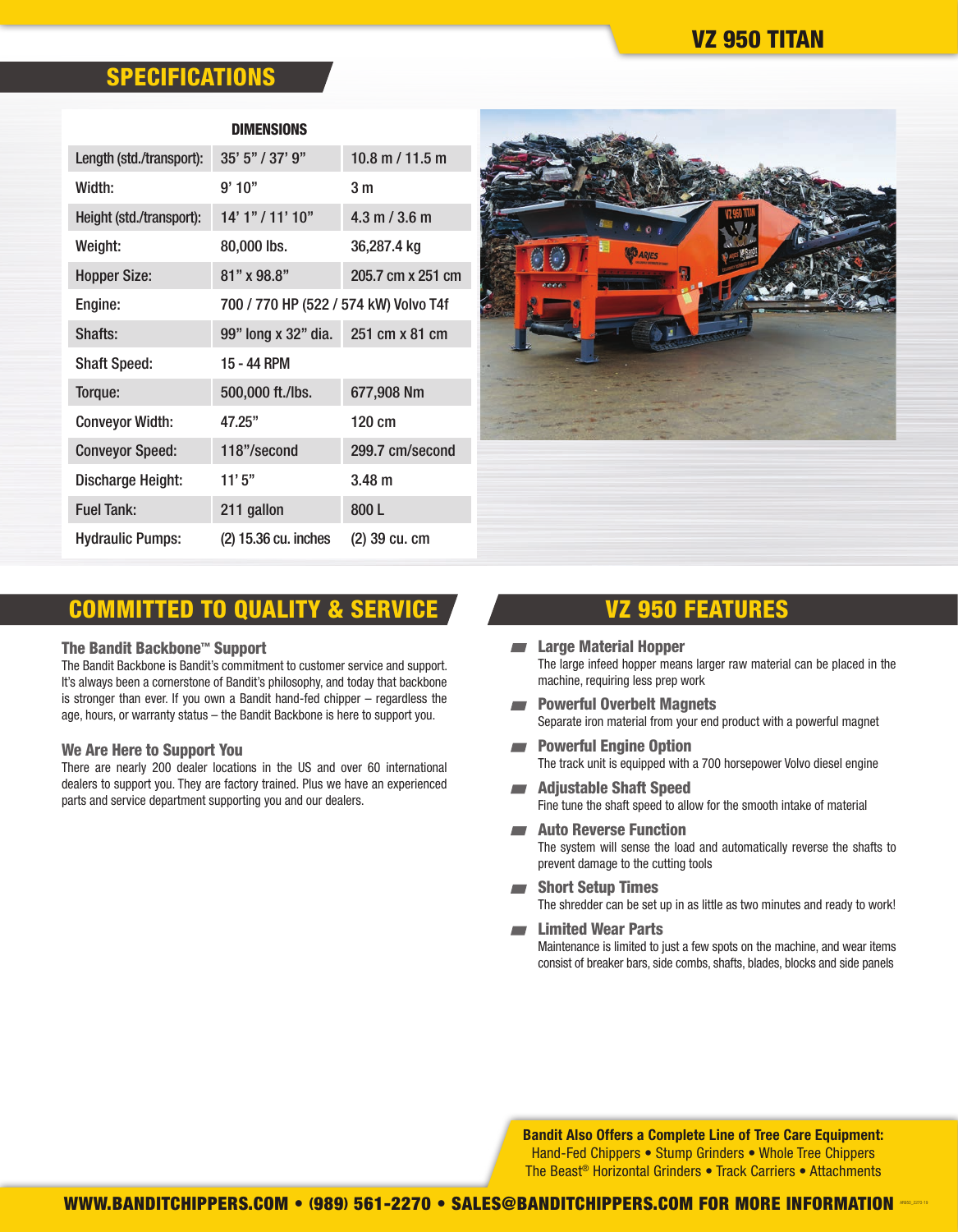# VZ 950 TITAN

## SPECIFICATIONS

| DIMENSIONS | | |
|---|---|---|
| Length (std./transport): | 35' 5" / 37' 9" | 10.8 m / 11.5 m |
| Width: | 9' 10" | 3 m |
| Height (std./transport): | 14' 1" / 11' 10" | 4.3 m / 3.6 m |
| Weight: | 80,000 lbs. | 36,287.4 kg |
| Hopper Size: | 81" x 98.8" | 205.7 cm x 251 cm |
| Engine: | 700 / 770 HP (522 / 574 kW) Volvo T4f | |
| Shafts: | 99" long x 32" dia. | 251 cm x 81 cm |
| Shaft Speed: | 15 - 44 RPM | |
| Torque: | 500,000 ft./lbs. | 677,908 Nm |
| Conveyor Width: | 47.25" | 120 cm |
| Conveyor Speed: | 118"/second | 299.7 cm/second |
| Discharge Height: | 11' 5" | 3.48 m |
| Fuel Tank: | 211 gallon | 800 L |
| Hydraulic Pumps: | (2) 15.36 cu. inches | (2) 39 cu. cm |

## COMMITTED TO QUALITY & SERVICE

### The Bandit Backbone™ Support

The Bandit Backbone is Bandit's commitment to customer service and support. It's always been a cornerstone of Bandit's philosophy, and today that backbone is stronger than ever. If you own a Bandit hand-fed chipper – regardless the age, hours, or warranty status – the Bandit Backbone is here to support you.

### We Are Here to Support You

There are nearly 200 dealer locations in the US and over 60 international dealers to support you. They are factory trained. Plus we have an experienced parts and service department supporting you and our dealers.

## VZ 950 FEATURES

- **Large Material Hopper**
  The large infeed hopper means larger raw material can be placed in the machine, requiring less prep work
- **Powerful Overbelt Magnets**
  Separate iron material from your end product with a powerful magnet
- **Powerful Engine Option**
  The track unit is equipped with a 700 horsepower Volvo diesel engine
- **Adjustable Shaft Speed**
  Fine tune the shaft speed to allow for the smooth intake of material
- **Auto Reverse Function**
  The system will sense the load and automatically reverse the shafts to prevent damage to the cutting tools
- **Short Setup Times**
  The shredder can be set up in as little as two minutes and ready to work!
- **Limited Wear Parts**
  Maintenance is limited to just a few spots on the machine, and wear items consist of breaker bars, side combs, shafts, blades, blocks and side panels

**Bandit Also Offers a Complete Line of Tree Care Equipment:**
Hand-Fed Chippers • Stump Grinders • Whole Tree Chippers
The Beast® Horizontal Grinders • Track Carriers • Attachments

**WWW.BANDITCHIPPERS.COM • (989) 561-2270 • SALES@BANDITCHIPPERS.COM FOR MORE INFORMATION**